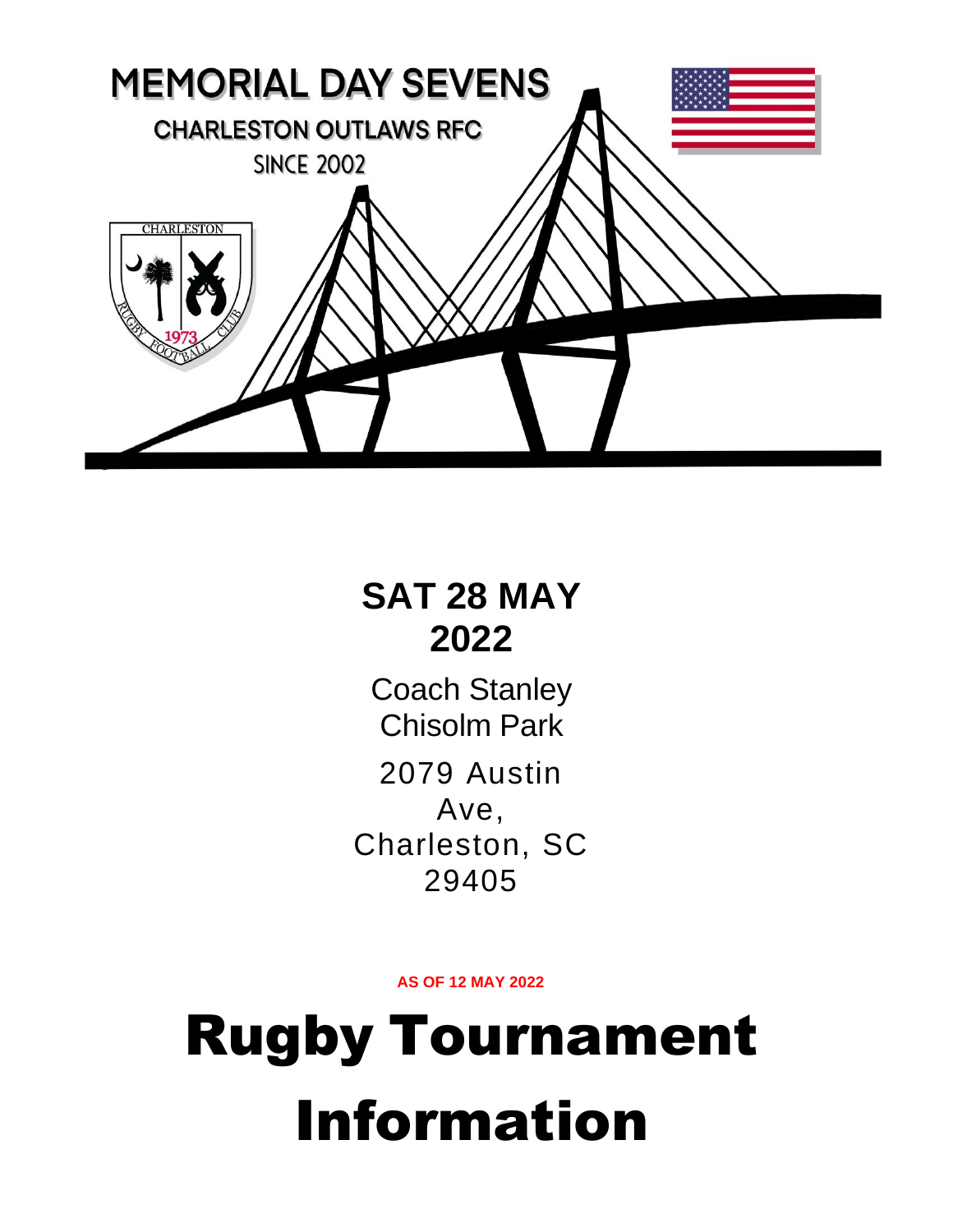# MEMORIAL DAY SEVENS

## CHARLESTON OUTLAWS RFC

SINCE 2002

CHARLESTON

RUGBY FOOTBALL CLUB

1973

**SAT 28 MAY 2022**

Coach Stanley Chisolm Park

2079 Austin Ave, Charleston, SC 29405

**AS OF 12 MAY 2022**

# Rugby Tournament Information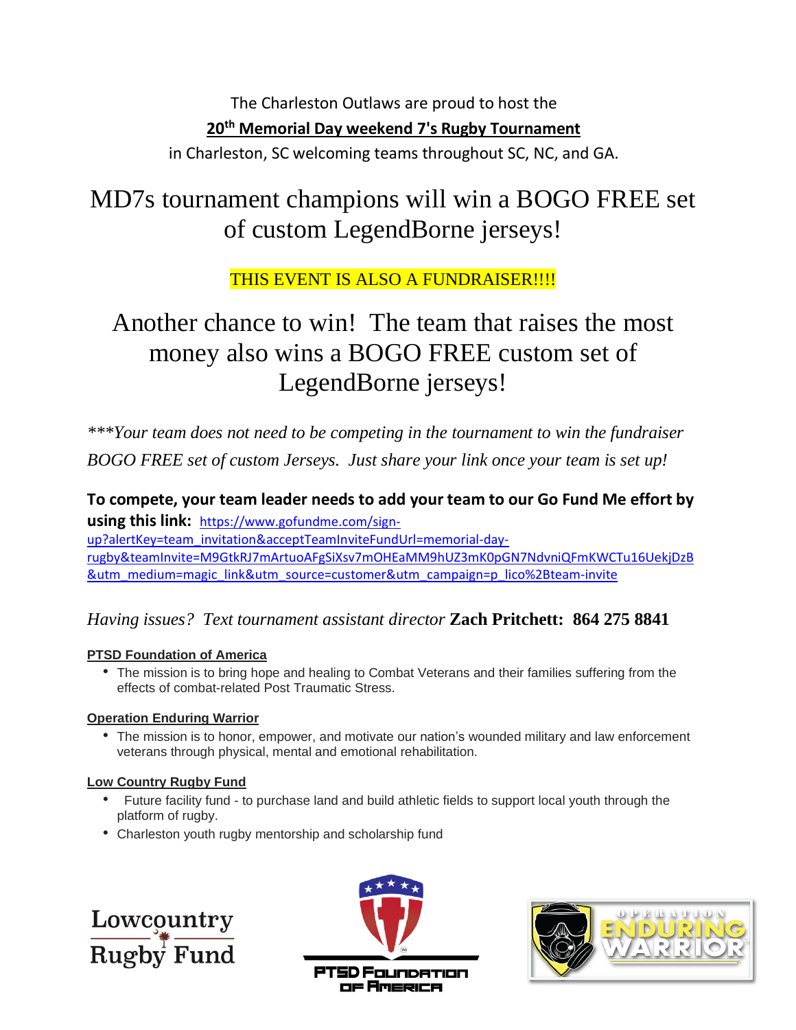The Charleston Outlaws are proud to host the

**20th Memorial Day weekend 7's Rugby Tournament**

in Charleston, SC welcoming teams throughout SC, NC, and GA.

# MD7s tournament champions will win a BOGO FREE set of custom LegendBorne jerseys!

THIS EVENT IS ALSO A FUNDRAISER!!!!

## Another chance to win! The team that raises the most money also wins a BOGO FREE custom set of LegendBorne jerseys!

****Your team does not need to be competing in the tournament to win the fundraiser BOGO FREE set of custom Jerseys. Just share your link once your team is set up!*

**To compete, your team leader needs to add your team to our Go Fund Me effort by using this link:** https://www.gofundme.com/sign-up?alertKey=team_invitation&acceptTeamInviteFundUrl=memorial-day-rugby&teamInvite=M9GtkRJ7mArtuoAFgSiXsv7mOHEaMM9hUZ3mK0pGN7NdvniQFmKWCTu16UekjDzB&utm_medium=magic_link&utm_source=customer&utm_campaign=p_lico%2Bteam-invite

*Having issues? Text tournament assistant director* **Zach Pritchett: 864 275 8841**

**PTSD Foundation of America**

- The mission is to bring hope and healing to Combat Veterans and their families suffering from the effects of combat-related Post Traumatic Stress.

**Operation Enduring Warrior**

- The mission is to honor, empower, and motivate our nation's wounded military and law enforcement veterans through physical, mental and emotional rehabilitation.

**Low Country Rugby Fund**

- Future facility fund - to purchase land and build athletic fields to support local youth through the platform of rugby.
- Charleston youth rugby mentorship and scholarship fund

Lowcountry Rugby Fund

PTSD Foundation of America

Operation Enduring Warrior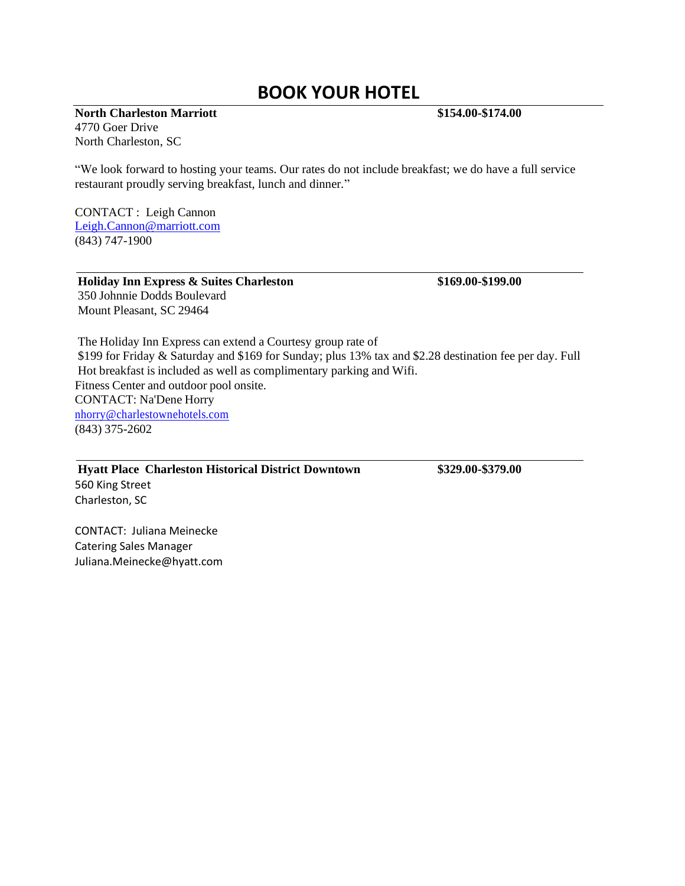# BOOK YOUR HOTEL

**North Charleston Marriott** **$154.00-$174.00**
4770 Goer Drive
North Charleston, SC

"We look forward to hosting your teams. Our rates do not include breakfast; we do have a full service restaurant proudly serving breakfast, lunch and dinner."

CONTACT : Leigh Cannon
Leigh.Cannon@marriott.com
(843) 747-1900

---

**Holiday Inn Express & Suites Charleston** **$169.00-$199.00**
350 Johnnie Dodds Boulevard
Mount Pleasant, SC 29464

The Holiday Inn Express can extend a Courtesy group rate of
$199 for Friday & Saturday and $169 for Sunday; plus 13% tax and $2.28 destination fee per day. Full Hot breakfast is included as well as complimentary parking and Wifi.
Fitness Center and outdoor pool onsite.
CONTACT: Na'Dene Horry
nhorry@charlestownehotels.com
(843) 375-2602

---

**Hyatt Place Charleston Historical District Downtown** **$329.00-$379.00**
560 King Street
Charleston, SC

CONTACT: Juliana Meinecke
Catering Sales Manager
Juliana.Meinecke@hyatt.com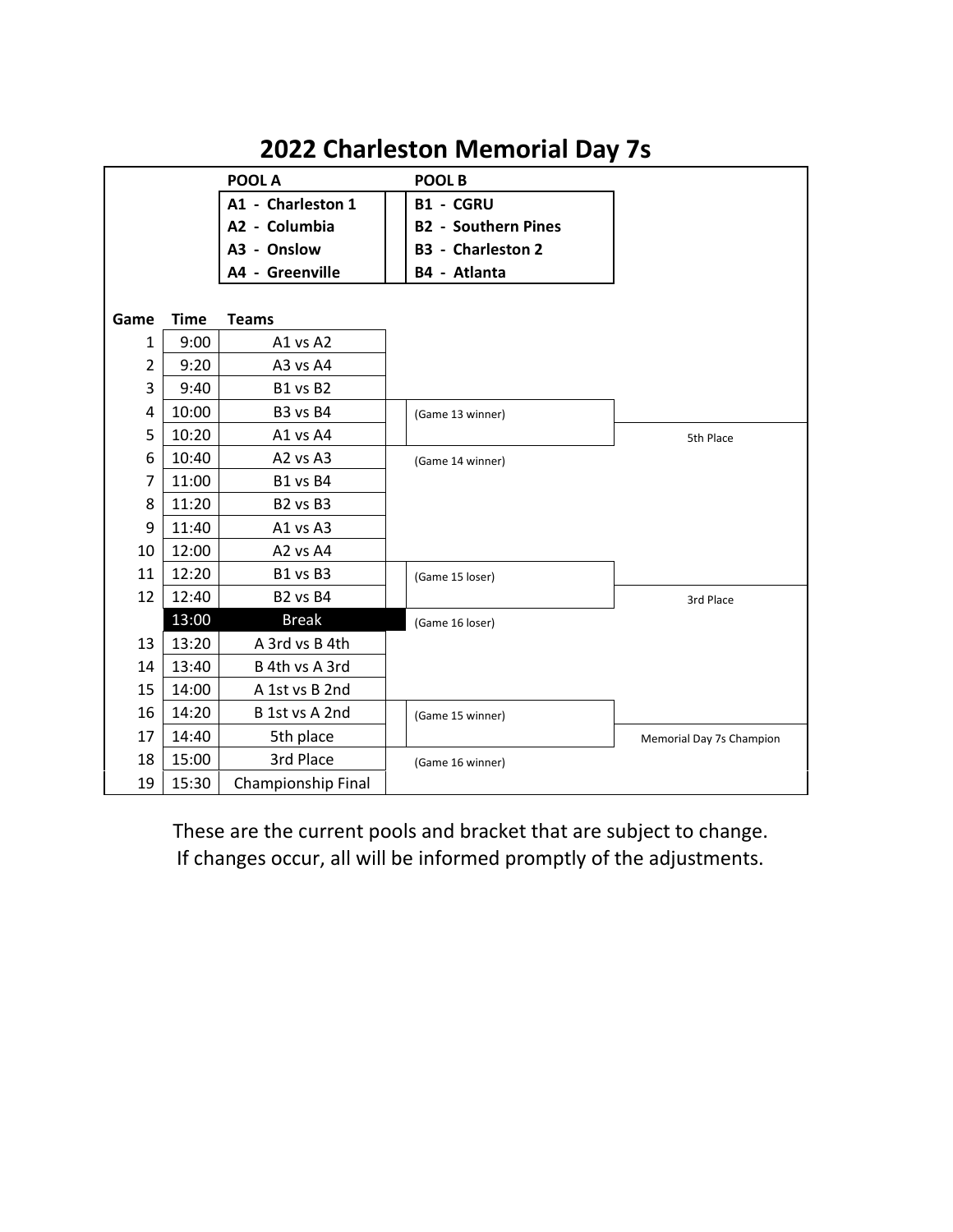# 2022 Charleston Memorial Day 7s

| POOL A | POOL B |
|---|---|
| A1 - Charleston 1 | B1 - CGRU |
| A2 - Columbia | B2 - Southern Pines |
| A3 - Onslow | B3 - Charleston 2 |
| A4 - Greenville | B4 - Atlanta |

| Game | Time | Teams |
|---|---|---|
| 1 | 9:00 | A1 vs A2 |
| 2 | 9:20 | A3 vs A4 |
| 3 | 9:40 | B1 vs B2 |
| 4 | 10:00 | B3 vs B4 |
| 5 | 10:20 | A1 vs A4 |
| 6 | 10:40 | A2 vs A3 |
| 7 | 11:00 | B1 vs B4 |
| 8 | 11:20 | B2 vs B3 |
| 9 | 11:40 | A1 vs A3 |
| 10 | 12:00 | A2 vs A4 |
| 11 | 12:20 | B1 vs B3 |
| 12 | 12:40 | B2 vs B4 |
| | 13:00 | Break |
| 13 | 13:20 | A 3rd vs B 4th |
| 14 | 13:40 | B 4th vs A 3rd |
| 15 | 14:00 | A 1st vs B 2nd |
| 16 | 14:20 | B 1st vs A 2nd |
| 17 | 14:40 | 5th place |
| 18 | 15:00 | 3rd Place |
| 19 | 15:30 | Championship Final |

**Bracket:**

| Matchup | Result |
|---|---|
| (Game 13 winner) vs (Game 14 winner) | 5th Place |
| (Game 15 loser) vs (Game 16 loser) | 3rd Place |
| (Game 15 winner) vs (Game 16 winner) | Memorial Day 7s Champion |

These are the current pools and bracket that are subject to change.
If changes occur, all will be informed promptly of the adjustments.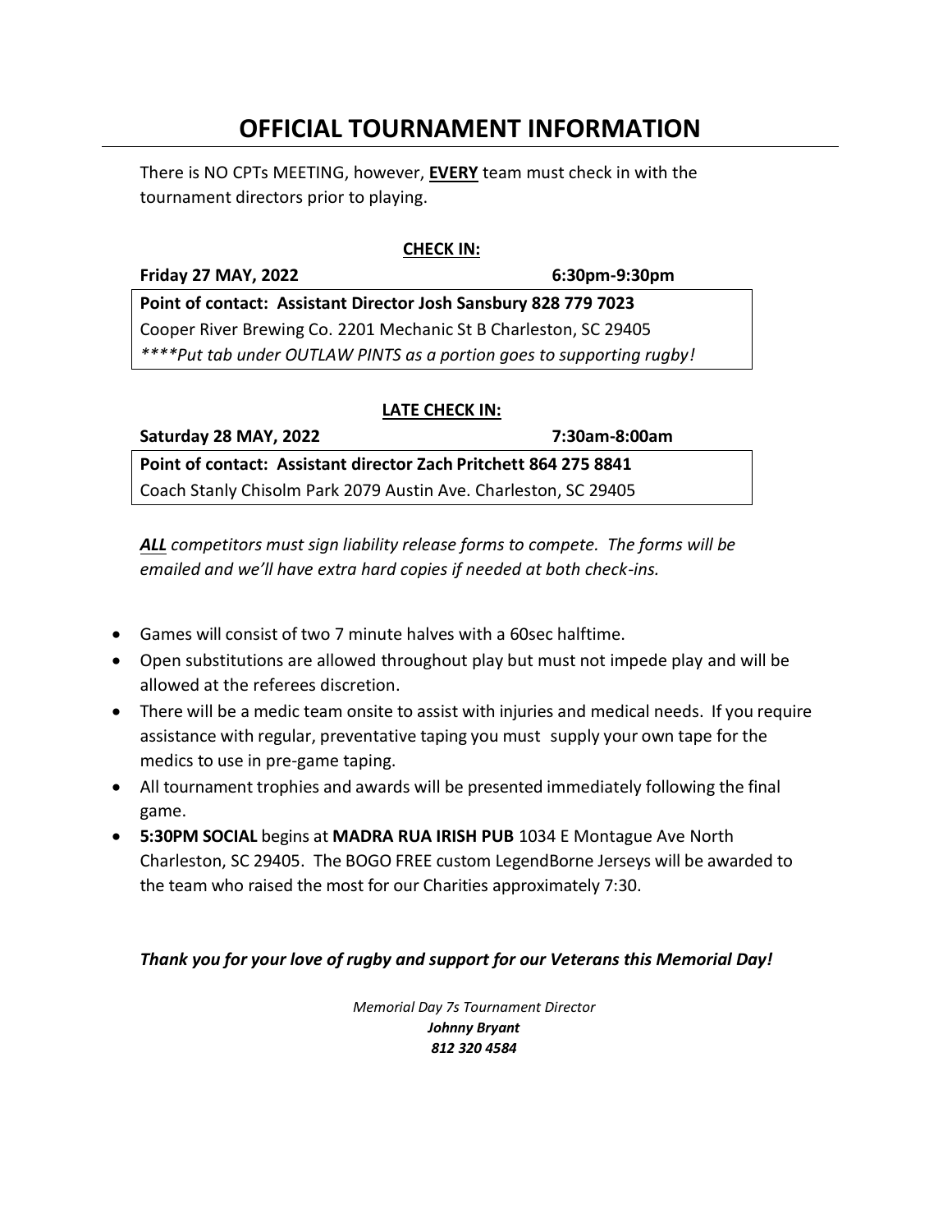# OFFICIAL TOURNAMENT INFORMATION

There is NO CPTs MEETING, however, **EVERY** team must check in with the tournament directors prior to playing.

**CHECK IN:**

**Friday 27 MAY, 2022** **6:30pm-9:30pm**

**Point of contact: Assistant Director Josh Sansbury 828 779 7023**
Cooper River Brewing Co. 2201 Mechanic St B Charleston, SC 29405
*****Put tab under OUTLAW PINTS as a portion goes to supporting rugby!*

**LATE CHECK IN:**

**Saturday 28 MAY, 2022** **7:30am-8:00am**

**Point of contact: Assistant director Zach Pritchett 864 275 8841**
Coach Stanly Chisolm Park 2079 Austin Ave. Charleston, SC 29405

***ALL*** *competitors must sign liability release forms to compete. The forms will be emailed and we'll have extra hard copies if needed at both check-ins.*

- Games will consist of two 7 minute halves with a 60sec halftime.
- Open substitutions are allowed throughout play but must not impede play and will be allowed at the referees discretion.
- There will be a medic team onsite to assist with injuries and medical needs. If you require assistance with regular, preventative taping you must supply your own tape for the medics to use in pre-game taping.
- All tournament trophies and awards will be presented immediately following the final game.
- **5:30PM SOCIAL** begins at **MADRA RUA IRISH PUB** 1034 E Montague Ave North Charleston, SC 29405. The BOGO FREE custom LegendBorne Jerseys will be awarded to the team who raised the most for our Charities approximately 7:30.

***Thank you for your love of rugby and support for our Veterans this Memorial Day!***

*Memorial Day 7s Tournament Director*
***Johnny Bryant***
***812 320 4584***